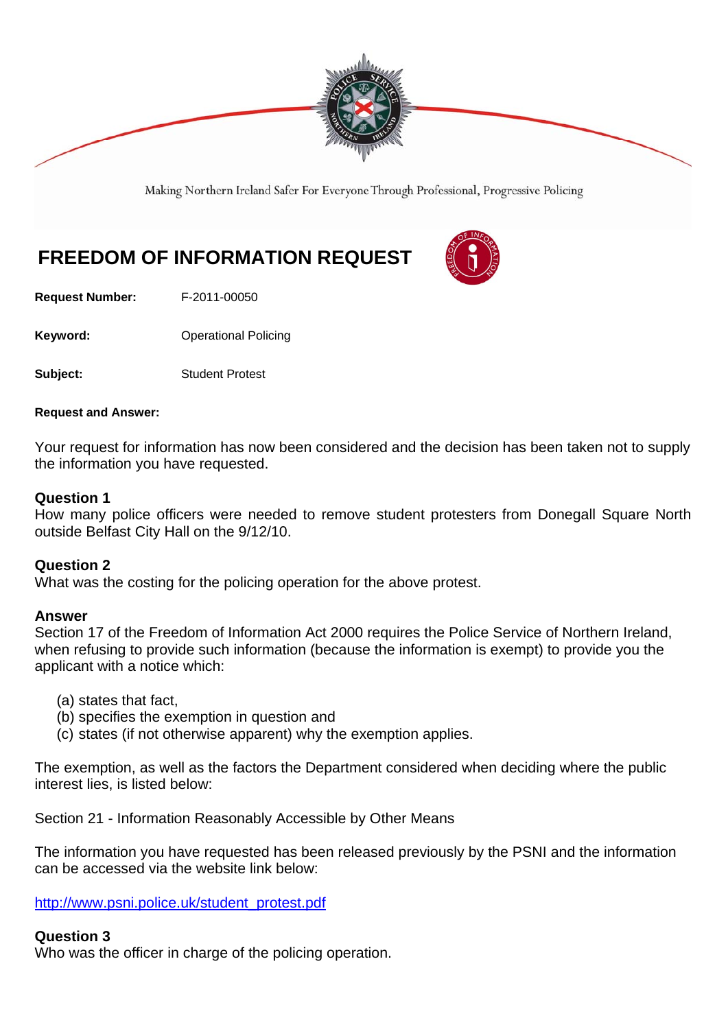Making Northern Ireland Safer For Everyone Through Professional, Progressive Policing

# FREEDOM OF INFORMATION REQUEST

**Request Number:** F-2011-00050

**Keyword:** Operational Policing

**Subject:** Student Protest

**Request and Answer:**

Your request for information has now been considered and the decision has been taken not to supply the information you have requested.

**Question 1**
How many police officers were needed to remove student protesters from Donegall Square North outside Belfast City Hall on the 9/12/10.

**Question 2**
What was the costing for the policing operation for the above protest.

**Answer**
Section 17 of the Freedom of Information Act 2000 requires the Police Service of Northern Ireland, when refusing to provide such information (because the information is exempt) to provide you the applicant with a notice which:

(a) states that fact,
(b) specifies the exemption in question and
(c) states (if not otherwise apparent) why the exemption applies.

The exemption, as well as the factors the Department considered when deciding where the public interest lies, is listed below:

Section 21 - Information Reasonably Accessible by Other Means

The information you have requested has been released previously by the PSNI and the information can be accessed via the website link below:

http://www.psni.police.uk/student_protest.pdf

**Question 3**
Who was the officer in charge of the policing operation.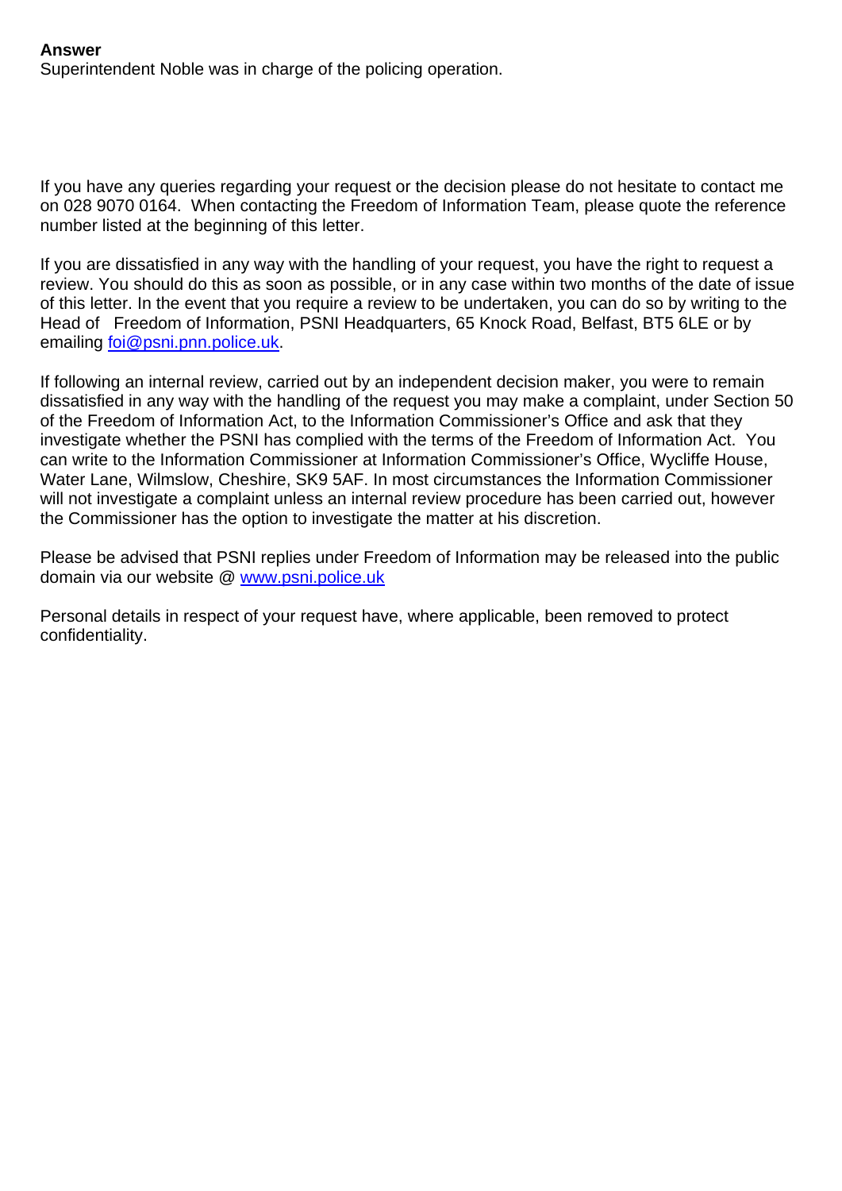**Answer**
Superintendent Noble was in charge of the policing operation.

If you have any queries regarding your request or the decision please do not hesitate to contact me on 028 9070 0164. When contacting the Freedom of Information Team, please quote the reference number listed at the beginning of this letter.

If you are dissatisfied in any way with the handling of your request, you have the right to request a review. You should do this as soon as possible, or in any case within two months of the date of issue of this letter. In the event that you require a review to be undertaken, you can do so by writing to the Head of Freedom of Information, PSNI Headquarters, 65 Knock Road, Belfast, BT5 6LE or by emailing foi@psni.pnn.police.uk.

If following an internal review, carried out by an independent decision maker, you were to remain dissatisfied in any way with the handling of the request you may make a complaint, under Section 50 of the Freedom of Information Act, to the Information Commissioner's Office and ask that they investigate whether the PSNI has complied with the terms of the Freedom of Information Act. You can write to the Information Commissioner at Information Commissioner's Office, Wycliffe House, Water Lane, Wilmslow, Cheshire, SK9 5AF. In most circumstances the Information Commissioner will not investigate a complaint unless an internal review procedure has been carried out, however the Commissioner has the option to investigate the matter at his discretion.

Please be advised that PSNI replies under Freedom of Information may be released into the public domain via our website @ www.psni.police.uk

Personal details in respect of your request have, where applicable, been removed to protect confidentiality.